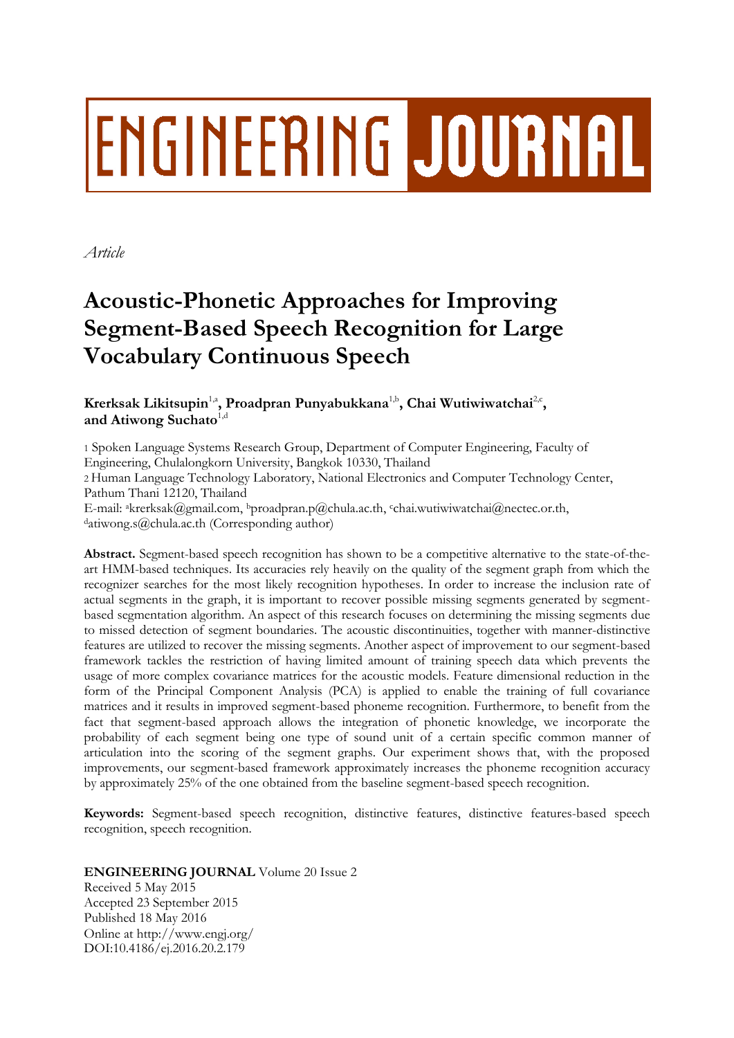# ENGINEERING JOURNAL

*Article*

# Acoustic-Phonetic Approaches for Improving Segment-Based Speech Recognition for Large Vocabulary Continuous Speech

**Krerksak Likitsupin**[1,a]**, Proadpran Punyabukkana**[1,b]**, Chai Wutiwiwatchai**[2,c]**, and Atiwong Suchato**[1,d]

1 Spoken Language Systems Research Group, Department of Computer Engineering, Faculty of Engineering, Chulalongkorn University, Bangkok 10330, Thailand

2 Human Language Technology Laboratory, National Electronics and Computer Technology Center, Pathum Thani 12120, Thailand

E-mail: [a]krerksak@gmail.com, [b]proadpran.p@chula.ac.th, [c]chai.wutiwiwatchai@nectec.or.th, [d]atiwong.s@chula.ac.th (Corresponding author)

**Abstract.** Segment-based speech recognition has shown to be a competitive alternative to the state-of-the-art HMM-based techniques. Its accuracies rely heavily on the quality of the segment graph from which the recognizer searches for the most likely recognition hypotheses. In order to increase the inclusion rate of actual segments in the graph, it is important to recover possible missing segments generated by segment-based segmentation algorithm. An aspect of this research focuses on determining the missing segments due to missed detection of segment boundaries. The acoustic discontinuities, together with manner-distinctive features are utilized to recover the missing segments. Another aspect of improvement to our segment-based framework tackles the restriction of having limited amount of training speech data which prevents the usage of more complex covariance matrices for the acoustic models. Feature dimensional reduction in the form of the Principal Component Analysis (PCA) is applied to enable the training of full covariance matrices and it results in improved segment-based phoneme recognition. Furthermore, to benefit from the fact that segment-based approach allows the integration of phonetic knowledge, we incorporate the probability of each segment being one type of sound unit of a certain specific common manner of articulation into the scoring of the segment graphs. Our experiment shows that, with the proposed improvements, our segment-based framework approximately increases the phoneme recognition accuracy by approximately 25% of the one obtained from the baseline segment-based speech recognition.

**Keywords:** Segment-based speech recognition, distinctive features, distinctive features-based speech recognition, speech recognition.

**ENGINEERING JOURNAL** Volume 20 Issue 2
Received 5 May 2015
Accepted 23 September 2015
Published 18 May 2016
Online at http://www.engj.org/
DOI:10.4186/ej.2016.20.2.179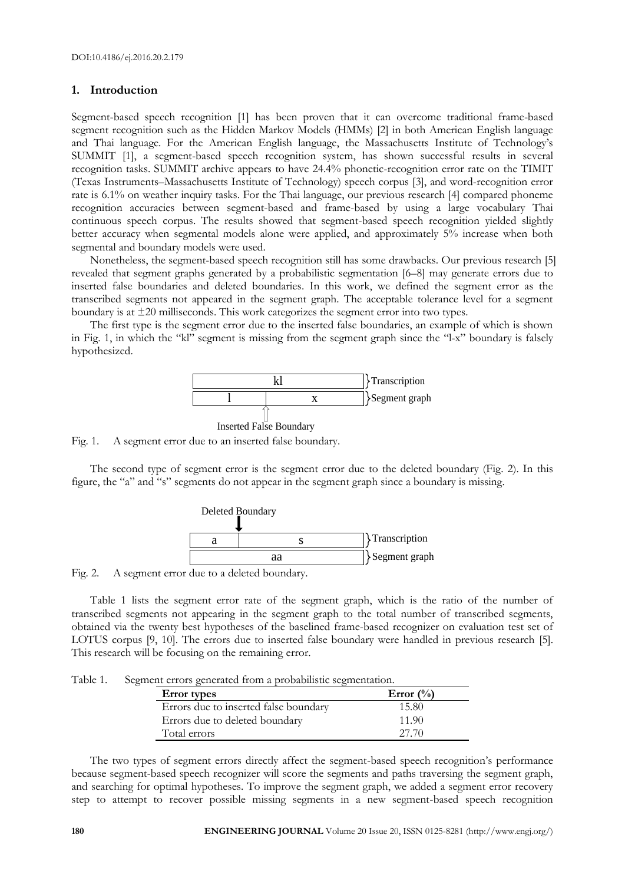DOI:10.4186/ej.2016.20.2.179

## 1. Introduction

Segment-based speech recognition [1] has been proven that it can overcome traditional frame-based segment recognition such as the Hidden Markov Models (HMMs) [2] in both American English language and Thai language. For the American English language, the Massachusetts Institute of Technology's SUMMIT [1], a segment-based speech recognition system, has shown successful results in several recognition tasks. SUMMIT archive appears to have 24.4% phonetic-recognition error rate on the TIMIT (Texas Instruments–Massachusetts Institute of Technology) speech corpus [3], and word-recognition error rate is 6.1% on weather inquiry tasks. For the Thai language, our previous research [4] compared phoneme recognition accuracies between segment-based and frame-based by using a large vocabulary Thai continuous speech corpus. The results showed that segment-based speech recognition yielded slightly better accuracy when segmental models alone were applied, and approximately 5% increase when both segmental and boundary models were used.

Nonetheless, the segment-based speech recognition still has some drawbacks. Our previous research [5] revealed that segment graphs generated by a probabilistic segmentation [6–8] may generate errors due to inserted false boundaries and deleted boundaries. In this work, we defined the segment error as the transcribed segments not appeared in the segment graph. The acceptable tolerance level for a segment boundary is at ±20 milliseconds. This work categorizes the segment error into two types.

The first type is the segment error due to the inserted false boundaries, an example of which is shown in Fig. 1, in which the "kl" segment is missing from the segment graph since the "l-x" boundary is falsely hypothesized.

| kl | | Transcription |
|---|---|---|
| l | x | Segment graph |

Inserted False Boundary

Fig. 1. A segment error due to an inserted false boundary.

The second type of segment error is the segment error due to the deleted boundary (Fig. 2). In this figure, the "a" and "s" segments do not appear in the segment graph since a boundary is missing.

Deleted Boundary

| a | s | Transcription |
|---|---|---|
| aa | | Segment graph |

Fig. 2. A segment error due to a deleted boundary.

Table 1 lists the segment error rate of the segment graph, which is the ratio of the number of transcribed segments not appearing in the segment graph to the total number of transcribed segments, obtained via the twenty best hypotheses of the baselined frame-based recognizer on evaluation test set of LOTUS corpus [9, 10]. The errors due to inserted false boundary were handled in previous research [5]. This research will be focusing on the remaining error.

Table 1. Segment errors generated from a probabilistic segmentation.

| **Error types** | **Error (%)** |
|---|---|
| Errors due to inserted false boundary | 15.80 |
| Errors due to deleted boundary | 11.90 |
| Total errors | 27.70 |

The two types of segment errors directly affect the segment-based speech recognition's performance because segment-based speech recognizer will score the segments and paths traversing the segment graph, and searching for optimal hypotheses. To improve the segment graph, we added a segment error recovery step to attempt to recover possible missing segments in a new segment-based speech recognition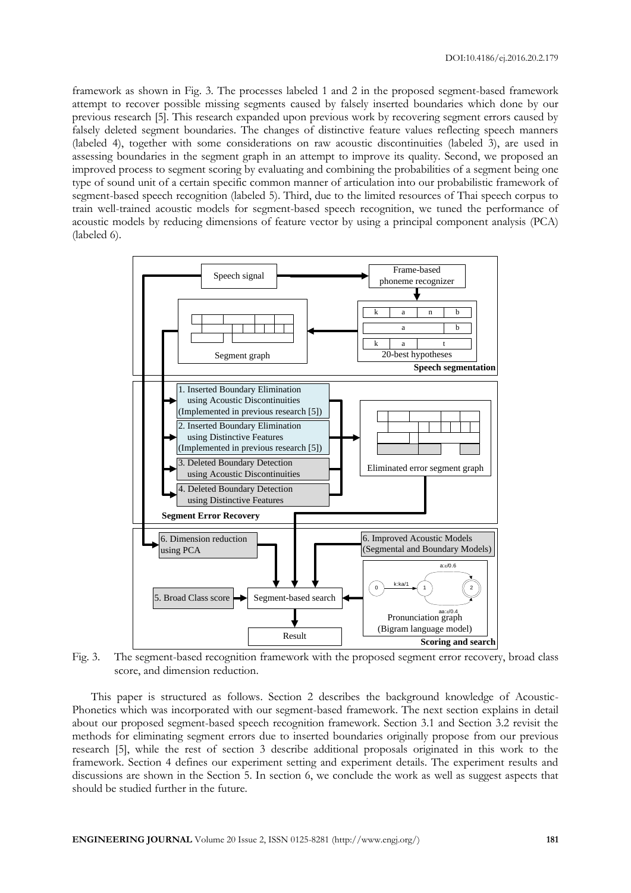framework as shown in Fig. 3. The processes labeled 1 and 2 in the proposed segment-based framework attempt to recover possible missing segments caused by falsely inserted boundaries which done by our previous research [5]. This research expanded upon previous work by recovering segment errors caused by falsely deleted segment boundaries. The changes of distinctive feature values reflecting speech manners (labeled 4), together with some considerations on raw acoustic discontinuities (labeled 3), are used in assessing boundaries in the segment graph in an attempt to improve its quality. Second, we proposed an improved process to segment scoring by evaluating and combining the probabilities of a segment being one type of sound unit of a certain specific common manner of articulation into our probabilistic framework of segment-based speech recognition (labeled 5). Third, due to the limited resources of Thai speech corpus to train well-trained acoustic models for segment-based speech recognition, we tuned the performance of acoustic models by reducing dimensions of feature vector by using a principal component analysis (PCA) (labeled 6).

Fig. 3. The segment-based recognition framework with the proposed segment error recovery, broad class score, and dimension reduction.

This paper is structured as follows. Section 2 describes the background knowledge of Acoustic-Phonetics which was incorporated with our segment-based framework. The next section explains in detail about our proposed segment-based speech recognition framework. Section 3.1 and Section 3.2 revisit the methods for eliminating segment errors due to inserted boundaries originally propose from our previous research [5], while the rest of section 3 describe additional proposals originated in this work to the framework. Section 4 defines our experiment setting and experiment details. The experiment results and discussions are shown in the Section 5. In section 6, we conclude the work as well as suggest aspects that should be studied further in the future.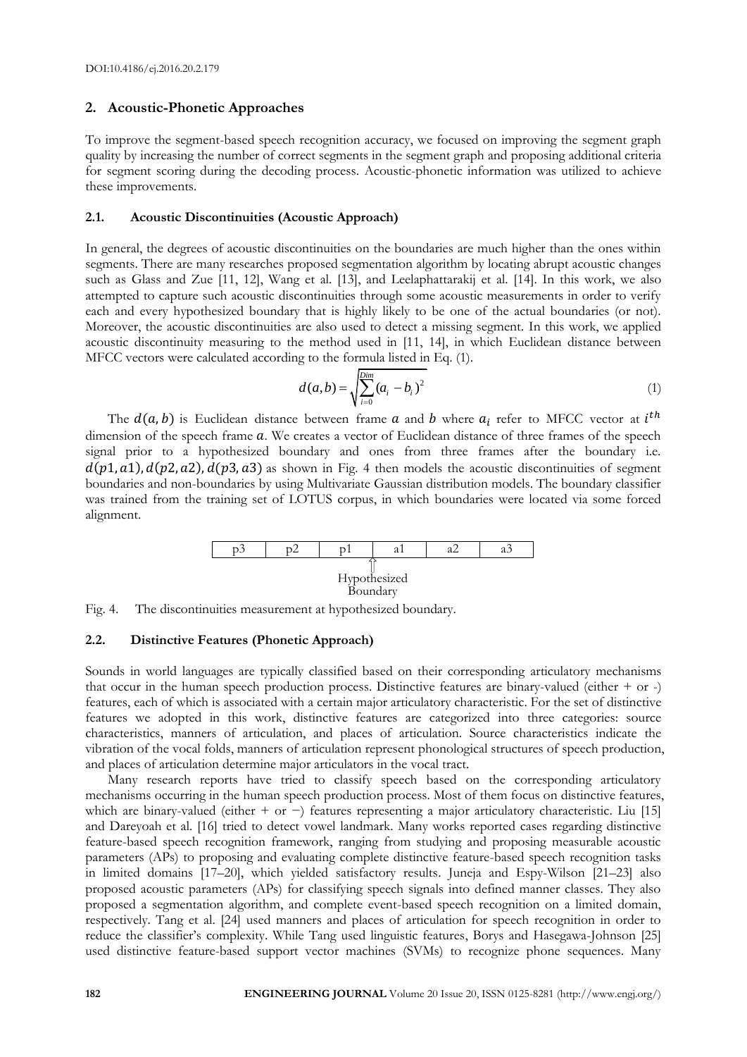## 2. Acoustic-Phonetic Approaches

To improve the segment-based speech recognition accuracy, we focused on improving the segment graph quality by increasing the number of correct segments in the segment graph and proposing additional criteria for segment scoring during the decoding process. Acoustic-phonetic information was utilized to achieve these improvements.

### 2.1. Acoustic Discontinuities (Acoustic Approach)

In general, the degrees of acoustic discontinuities on the boundaries are much higher than the ones within segments. There are many researches proposed segmentation algorithm by locating abrupt acoustic changes such as Glass and Zue [11, 12], Wang et al. [13], and Leelaphattarakij et al. [14]. In this work, we also attempted to capture such acoustic discontinuities through some acoustic measurements in order to verify each and every hypothesized boundary that is highly likely to be one of the actual boundaries (or not). Moreover, the acoustic discontinuities are also used to detect a missing segment. In this work, we applied acoustic discontinuity measuring to the method used in [11, 14], in which Euclidean distance between MFCC vectors were calculated according to the formula listed in Eq. (1).

$$d(a,b) = \sqrt{\sum_{i=0}^{Dim}(a_i - b_i)^2} \quad (1)$$

The $d(a,b)$ is Euclidean distance between frame $a$ and $b$ where $a_i$ refer to MFCC vector at $i^{th}$ dimension of the speech frame $a$. We creates a vector of Euclidean distance of three frames of the speech signal prior to a hypothesized boundary and ones from three frames after the boundary i.e. $d(p1, a1), d(p2, a2), d(p3, a3)$ as shown in Fig. 4 then models the acoustic discontinuities of segment boundaries and non-boundaries by using Multivariate Gaussian distribution models. The boundary classifier was trained from the training set of LOTUS corpus, in which boundaries were located via some forced alignment.

| p3 | p2 | p1 | a1 | a2 | a3 |
|---|---|---|---|---|---|

Hypothesized Boundary (between p1 and a1)

Fig. 4. The discontinuities measurement at hypothesized boundary.

### 2.2. Distinctive Features (Phonetic Approach)

Sounds in world languages are typically classified based on their corresponding articulatory mechanisms that occur in the human speech production process. Distinctive features are binary-valued (either + or -) features, each of which is associated with a certain major articulatory characteristic. For the set of distinctive features we adopted in this work, distinctive features are categorized into three categories: source characteristics, manners of articulation, and places of articulation. Source characteristics indicate the vibration of the vocal folds, manners of articulation represent phonological structures of speech production, and places of articulation determine major articulators in the vocal tract.

Many research reports have tried to classify speech based on the corresponding articulatory mechanisms occurring in the human speech production process. Most of them focus on distinctive features, which are binary-valued (either + or −) features representing a major articulatory characteristic. Liu [15] and Dareyoah et al. [16] tried to detect vowel landmark. Many works reported cases regarding distinctive feature-based speech recognition framework, ranging from studying and proposing measurable acoustic parameters (APs) to proposing and evaluating complete distinctive feature-based speech recognition tasks in limited domains [17–20], which yielded satisfactory results. Juneja and Espy-Wilson [21–23] also proposed acoustic parameters (APs) for classifying speech signals into defined manner classes. They also proposed a segmentation algorithm, and complete event-based speech recognition on a limited domain, respectively. Tang et al. [24] used manners and places of articulation for speech recognition in order to reduce the classifier's complexity. While Tang used linguistic features, Borys and Hasegawa-Johnson [25] used distinctive feature-based support vector machines (SVMs) to recognize phone sequences. Many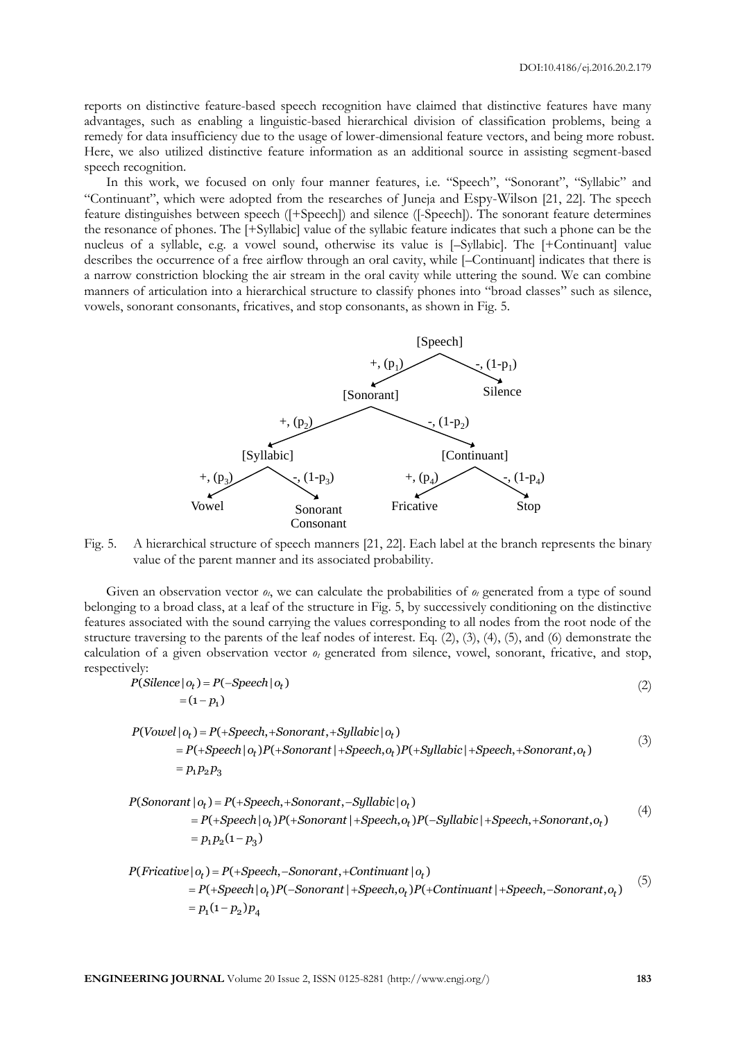reports on distinctive feature-based speech recognition have claimed that distinctive features have many advantages, such as enabling a linguistic-based hierarchical division of classification problems, being a remedy for data insufficiency due to the usage of lower-dimensional feature vectors, and being more robust. Here, we also utilized distinctive feature information as an additional source in assisting segment-based speech recognition.

In this work, we focused on only four manner features, i.e. "Speech", "Sonorant", "Syllabic" and "Continuant", which were adopted from the researches of Juneja and Espy-Wilson [21, 22]. The speech feature distinguishes between speech ([+Speech]) and silence ([-Speech]). The sonorant feature determines the resonance of phones. The [+Syllabic] value of the syllabic feature indicates that such a phone can be the nucleus of a syllable, e.g. a vowel sound, otherwise its value is [–Syllabic]. The [+Continuant] value describes the occurrence of a free airflow through an oral cavity, while [–Continuant] indicates that there is a narrow constriction blocking the air stream in the oral cavity while uttering the sound. We can combine manners of articulation into a hierarchical structure to classify phones into "broad classes" such as silence, vowels, sonorant consonants, fricatives, and stop consonants, as shown in Fig. 5.

Fig. 5. A hierarchical structure of speech manners [21, 22]. Each label at the branch represents the binary value of the parent manner and its associated probability.

Given an observation vector $o_t$, we can calculate the probabilities of $o_t$ generated from a type of sound belonging to a broad class, at a leaf of the structure in Fig. 5, by successively conditioning on the distinctive features associated with the sound carrying the values corresponding to all nodes from the root node of the structure traversing to the parents of the leaf nodes of interest. Eq. (2), (3), (4), (5), and (6) demonstrate the calculation of a given observation vector $o_t$ generated from silence, vowel, sonorant, fricative, and stop, respectively:

$$
\begin{aligned}
P(Silence \mid o_t) &= P(-Speech \mid o_t) \\
&= (1 - p_1)
\end{aligned}
\tag{2}
$$

$$
\begin{aligned}
P(Vowel \mid o_t) &= P(+Speech, +Sonorant, +Syllabic \mid o_t) \\
&= P(+Speech \mid o_t) P(+Sonorant \mid +Speech, o_t) P(+Syllabic \mid +Speech, +Sonorant, o_t) \\
&= p_1 p_2 p_3
\end{aligned}
\tag{3}
$$

$$
\begin{aligned}
P(Sonorant \mid o_t) &= P(+Speech, +Sonorant, -Syllabic \mid o_t) \\
&= P(+Speech \mid o_t) P(+Sonorant \mid +Speech, o_t) P(-Syllabic \mid +Speech, +Sonorant, o_t) \\
&= p_1 p_2 (1 - p_3)
\end{aligned}
\tag{4}
$$

$$
\begin{aligned}
P(Fricative \mid o_t) &= P(+Speech, -Sonorant, +Continuant \mid o_t) \\
&= P(+Speech \mid o_t) P(-Sonorant \mid +Speech, o_t) P(+Continuant \mid +Speech, -Sonorant, o_t) \\
&= p_1 (1 - p_2) p_4
\end{aligned}
\tag{5}
$$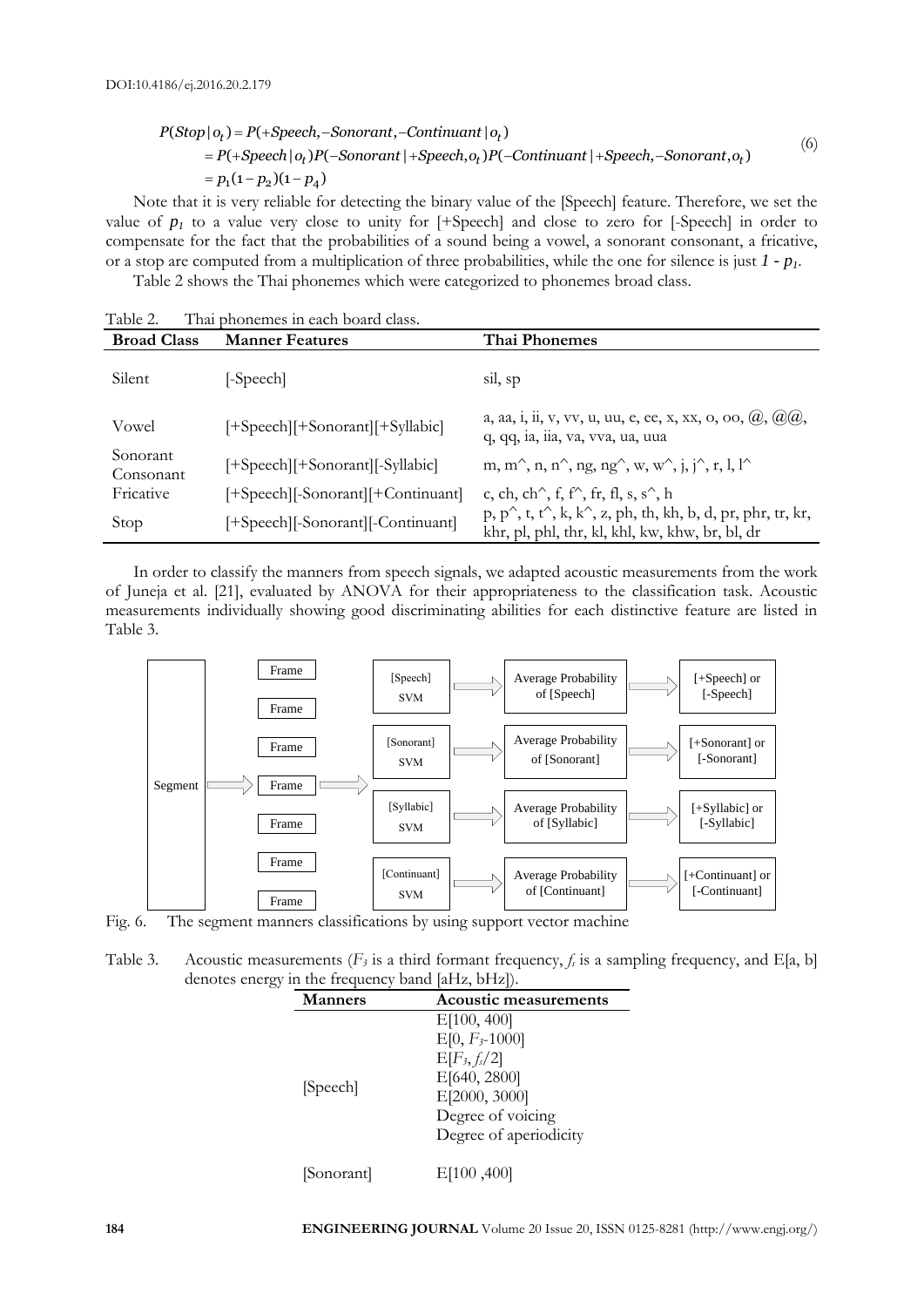$$
\begin{aligned}
P(Stop|o_t) &= P(+Speech, -Sonorant, -Continuant|o_t) \\
&= P(+Speech|o_t)P(-Sonorant|+Speech, o_t)P(-Continuant|+Speech, -Sonorant, o_t) \\
&= p_1(1-p_2)(1-p_4)
\end{aligned} \tag{6}
$$

Note that it is very reliable for detecting the binary value of the [Speech] feature. Therefore, we set the value of $p_1$ to a value very very close to unity for [+Speech] and close to zero for [-Speech] in order to compensate for the fact that the probabilities of a sound being a vowel, a sonorant consonant, a fricative, or a stop are computed from a multiplication of three probabilities, while the one for silence is just $1 - p_1$.

Table 2 shows the Thai phonemes which were categorized to phonemes broad class.

Table 2. Thai phonemes in each board class.

| Broad Class | Manner Features | Thai Phonemes |
|---|---|---|
| Silent | [-Speech] | sil, sp |
| Vowel | [+Speech][+Sonorant][+Syllabic] | a, aa, i, ii, v, vv, u, uu, e, ee, x, xx, o, oo, @, @@, q, qq, ia, iia, va, vva, ua, uua |
| Sonorant Consonant | [+Speech][+Sonorant][-Syllabic] | m, m^, n, n^, ng, ng^, w, w^, j, j^, r, l, l^ |
| Fricative | [+Speech][-Sonorant][+Continuant] | c, ch, ch^, f, f^, fr, fl, s, s^, h |
| Stop | [+Speech][-Sonorant][-Continuant] | p, p^, t, t^, k, k^, z, ph, th, kh, b, d, pr, phr, tr, kr, khr, pl, phl, thr, kl, khl, kw, khw, br, bl, dr |

In order to classify the manners from speech signals, we adapted acoustic measurements from the work of Juneja et al. [21], evaluated by ANOVA for their appropriateness to the classification task. Acoustic measurements individually showing good discriminating abilities for each distinctive feature are listed in Table 3.

Fig. 6. The segment manners classifications by using support vector machine

Table 3. Acoustic measurements ($F_3$ is a third formant frequency, $f_s$ is a sampling frequency, and E[a, b] denotes energy in the frequency band [aHz, bHz]).

| Manners | Acoustic measurements |
|---|---|
| [Speech] | E[100, 400]<br>E[0, $F_3$-1000]<br>E[$F_3$, $f_s/2$]<br>E[640, 2800]<br>E[2000, 3000]<br>Degree of voicing<br>Degree of aperiodicity |
| [Sonorant] | E[100 ,400] |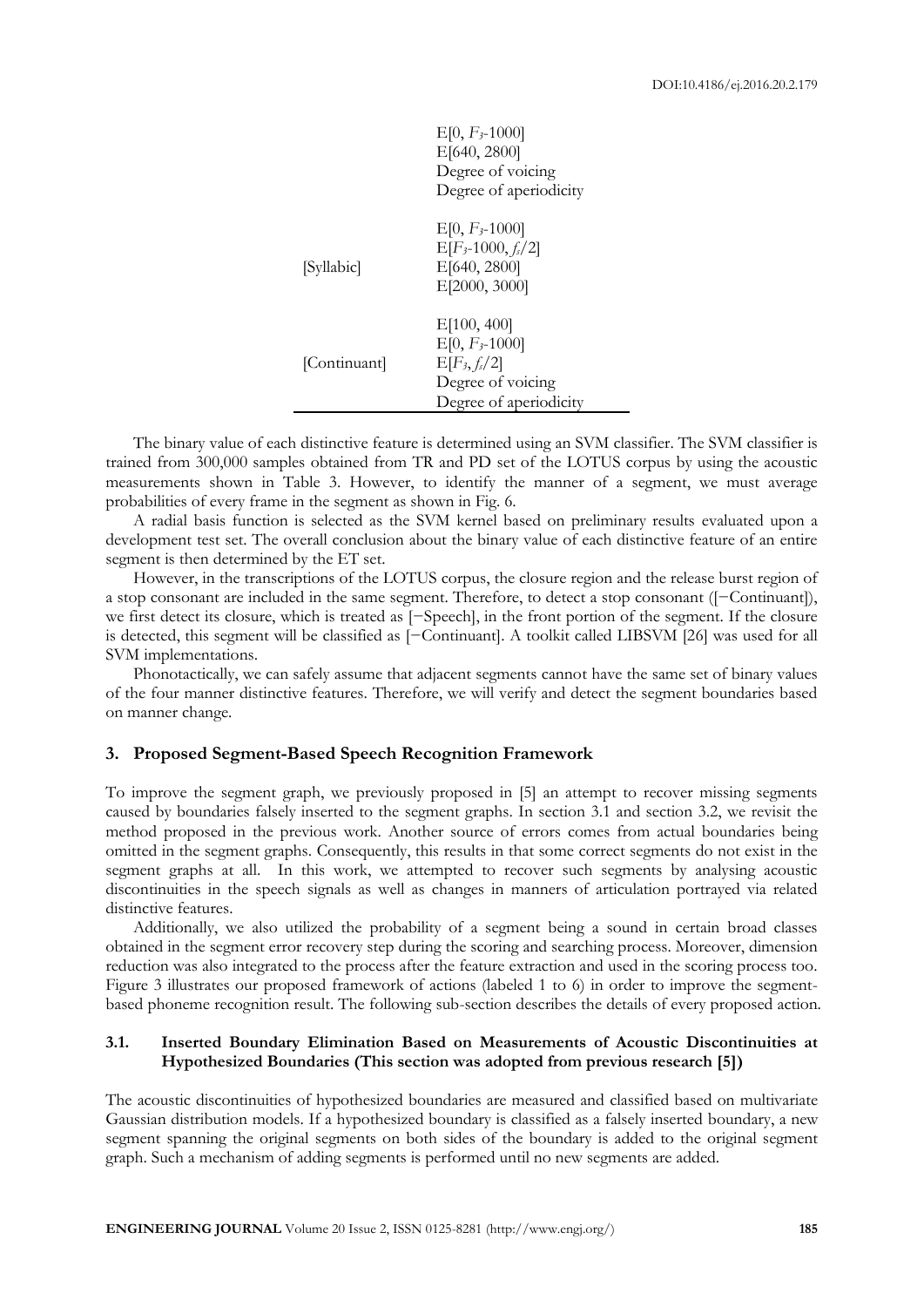| | |
|---|---|
| | E[0, $F_3$-1000] |
| | E[640, 2800] |
| | Degree of voicing |
| | Degree of aperiodicity |
| [Syllabic] | E[0, $F_3$-1000] |
| | E[$F_3$-1000, $f_s$/2] |
| | E[640, 2800] |
| | E[2000, 3000] |
| [Continuant] | E[100, 400] |
| | E[0, $F_3$-1000] |
| | E[$F_3$, $f_s$/2] |
| | Degree of voicing |
| | Degree of aperiodicity |

The binary value of each distinctive feature is determined using an SVM classifier. The SVM classifier is trained from 300,000 samples obtained from TR and PD set of the LOTUS corpus by using the acoustic measurements shown in Table 3. However, to identify the manner of a segment, we must average probabilities of every frame in the segment as shown in Fig. 6.

A radial basis function is selected as the SVM kernel based on preliminary results evaluated upon a development test set. The overall conclusion about the binary value of each distinctive feature of an entire segment is then determined by the ET set.

However, in the transcriptions of the LOTUS corpus, the closure region and the release burst region of a stop consonant are included in the same segment. Therefore, to detect a stop consonant ([−Continuant]), we first detect its closure, which is treated as [−Speech], in the front portion of the segment. If the closure is detected, this segment will be classified as [−Continuant]. A toolkit called LIBSVM [26] was used for all SVM implementations.

Phonotactically, we can safely assume that adjacent segments cannot have the same set of binary values of the four manner distinctive features. Therefore, we will verify and detect the segment boundaries based on manner change.

## 3. Proposed Segment-Based Speech Recognition Framework

To improve the segment graph, we previously proposed in [5] an attempt to recover missing segments caused by boundaries falsely inserted to the segment graphs. In section 3.1 and section 3.2, we revisit the method proposed in the previous work. Another source of errors comes from actual boundaries being omitted in the segment graphs. Consequently, this results in that some correct segments do not exist in the segment graphs at all. In this work, we attempted to recover such segments by analysing acoustic discontinuities in the speech signals as well as changes in manners of articulation portrayed via related distinctive features.

Additionally, we also utilized the probability of a segment being a sound in certain broad classes obtained in the segment error recovery step during the scoring and searching process. Moreover, dimension reduction was also integrated to the process after the feature extraction and used in the scoring process too. Figure 3 illustrates our proposed framework of actions (labeled 1 to 6) in order to improve the segment-based phoneme recognition result. The following sub-section describes the details of every proposed action.

### 3.1. Inserted Boundary Elimination Based on Measurements of Acoustic Discontinuities at Hypothesized Boundaries (This section was adopted from previous research [5])

The acoustic discontinuities of hypothesized boundaries are measured and classified based on multivariate Gaussian distribution models. If a hypothesized boundary is classified as a falsely inserted boundary, a new segment spanning the original segments on both sides of the boundary is added to the original segment graph. Such a mechanism of adding segments is performed until no new segments are added.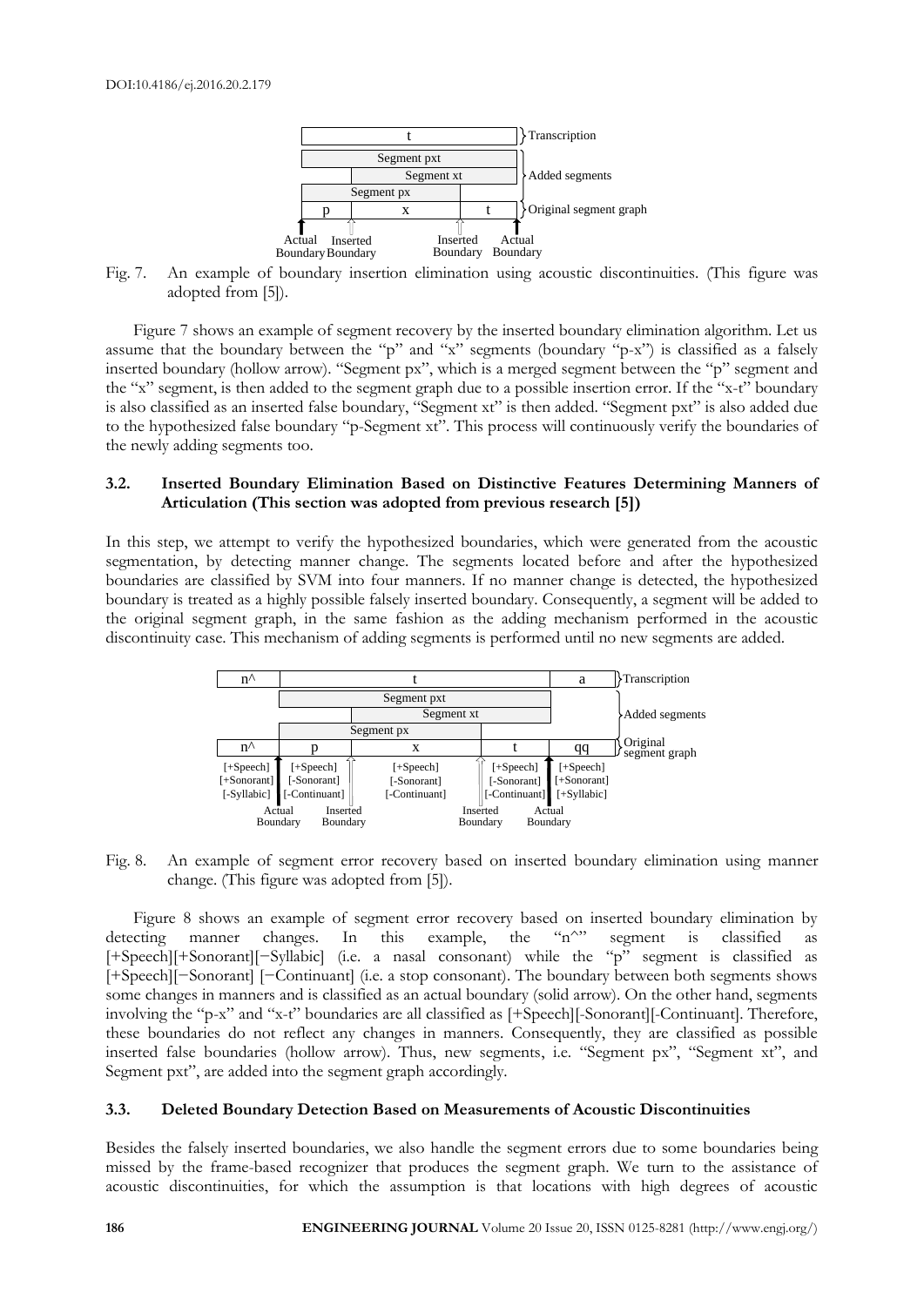Fig. 7. An example of boundary insertion elimination using acoustic discontinuities. (This figure was adopted from [5]).

Figure 7 shows an example of segment recovery by the inserted boundary elimination algorithm. Let us assume that the boundary between the "p" and "x" segments (boundary "p-x") is classified as a falsely inserted boundary (hollow arrow). "Segment px", which is a merged segment between the "p" segment and the "x" segment, is then added to the segment graph due to a possible insertion error. If the "x-t" boundary is also classified as an inserted false boundary, "Segment xt" is then added. "Segment pxt" is also added due to the hypothesized false boundary "p-Segment xt". This process will continuously verify the boundaries of the newly adding segments too.

### 3.2. Inserted Boundary Elimination Based on Distinctive Features Determining Manners of Articulation (This section was adopted from previous research [5])

In this step, we attempt to verify the hypothesized boundaries, which were generated from the acoustic segmentation, by detecting manner change. The segments located before and after the hypothesized boundaries are classified by SVM into four manners. If no manner change is detected, the hypothesized boundary is treated as a highly possible falsely inserted boundary. Consequently, a segment will be added to the original segment graph, in the same fashion as the adding mechanism performed in the acoustic discontinuity case. This mechanism of adding segments is performed until no new segments are added.

Fig. 8. An example of segment error recovery based on inserted boundary elimination using manner change. (This figure was adopted from [5]).

Figure 8 shows an example of segment error recovery based on inserted boundary elimination by detecting manner changes. In this example, the "n^" segment is classified as [+Speech][+Sonorant][−Syllabic] (i.e. a nasal consonant) while the "p" segment is classified as [+Speech][−Sonorant] [−Continuant] (i.e. a stop consonant). The boundary between both segments shows some changes in manners and is classified as an actual boundary (solid arrow). On the other hand, segments involving the "p-x" and "x-t" boundaries are all classified as [+Speech][-Sonorant][-Continuant]. Therefore, these boundaries do not reflect any changes in manners. Consequently, they are classified as possible inserted false boundaries (hollow arrow). Thus, new segments, i.e. "Segment px", "Segment xt", and Segment pxt", are added into the segment graph accordingly.

### 3.3. Deleted Boundary Detection Based on Measurements of Acoustic Discontinuities

Besides the falsely inserted boundaries, we also handle the segment errors due to some boundaries being missed by the frame-based recognizer that produces the segment graph. We turn to the assistance of acoustic discontinuities, for which the assumption is that locations with high degrees of acoustic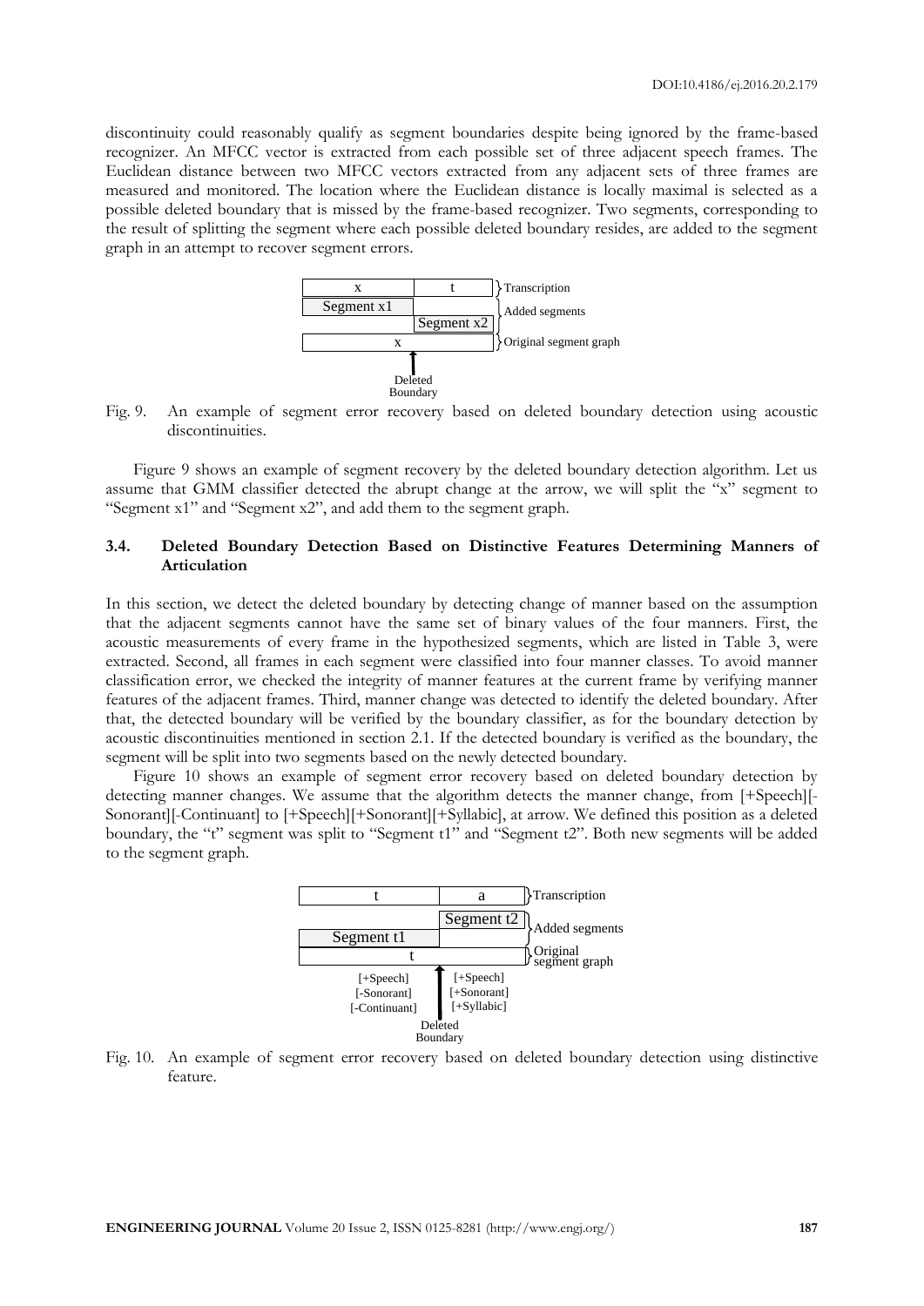discontinuity could reasonably qualify as segment boundaries despite being ignored by the frame-based recognizer. An MFCC vector is extracted from each possible set of three adjacent speech frames. The Euclidean distance between two MFCC vectors extracted from any adjacent sets of three frames are measured and monitored. The location where the Euclidean distance is locally maximal is selected as a possible deleted boundary that is missed by the frame-based recognizer. Two segments, corresponding to the result of splitting the segment where each possible deleted boundary resides, are added to the segment graph in an attempt to recover segment errors.

Fig. 9. An example of segment error recovery based on deleted boundary detection using acoustic discontinuities.

Figure 9 shows an example of segment recovery by the deleted boundary detection algorithm. Let us assume that GMM classifier detected the abrupt change at the arrow, we will split the "x" segment to "Segment x1" and "Segment x2", and add them to the segment graph.

### 3.4. Deleted Boundary Detection Based on Distinctive Features Determining Manners of Articulation

In this section, we detect the deleted boundary by detecting change of manner based on the assumption that the adjacent segments cannot have the same set of binary values of the four manners. First, the acoustic measurements of every frame in the hypothesized segments, which are listed in Table 3, were extracted. Second, all frames in each segment were classified into four manner classes. To avoid manner classification error, we checked the integrity of manner features at the current frame by verifying manner features of the adjacent frames. Third, manner change was detected to identify the deleted boundary. After that, the detected boundary will be verified by the boundary classifier, as for the boundary detection by acoustic discontinuities mentioned in section 2.1. If the detected boundary is verified as the boundary, the segment will be split into two segments based on the newly detected boundary.

Figure 10 shows an example of segment error recovery based on deleted boundary detection by detecting manner changes. We assume that the algorithm detects the manner change, from [+Speech][-Sonorant][-Continuant] to [+Speech][+Sonorant][+Syllabic], at arrow. We defined this position as a deleted boundary, the "t" segment was split to "Segment t1" and "Segment t2". Both new segments will be added to the segment graph.

Fig. 10. An example of segment error recovery based on deleted boundary detection using distinctive feature.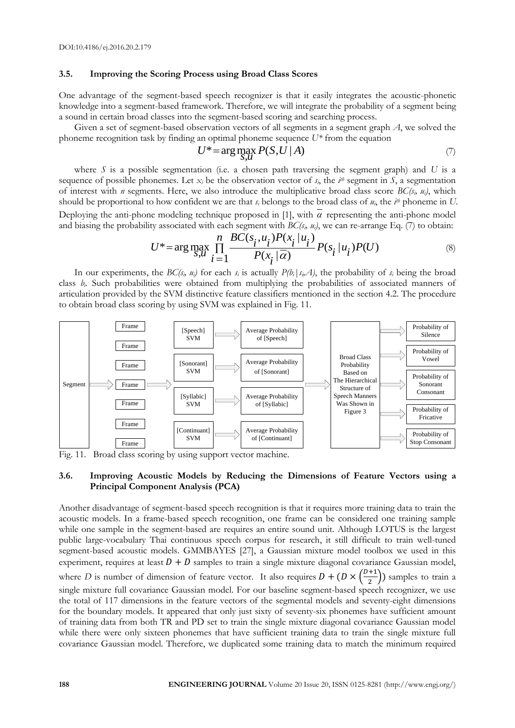DOI:10.4186/ej.2016.20.2.179

### 3.5. Improving the Scoring Process using Broad Class Scores

One advantage of the segment-based speech recognizer is that it easily integrates the acoustic-phonetic knowledge into a segment-based framework. Therefore, we will integrate the probability of a segment being a sound in certain broad classes into the segment-based scoring and searching process.

Given a set of segment-based observation vectors of all segments in a segment graph $A$, we solved the phoneme recognition task by finding an optimal phoneme sequence $U^*$ from the equation

$$U^* = \arg\max_{S,U} P(S,U \mid A) \tag{7}$$

where $S$ is a possible segmentation (i.e. a chosen path traversing the segment graph) and $U$ is a sequence of possible phonemes. Let $x_i$ be the observation vector of $s_i$, the $i^{th}$ segment in $S$, a segmentation of interest with $n$ segments. Here, we also introduce the multiplicative broad class score $BC(s_i, u_i)$, which should be proportional to how confident we are that $s_i$ belongs to the broad class of $u_i$, the $i^{th}$ phoneme in $U$. Deploying the anti-phone modeling technique proposed in [1], with $\overline{\alpha}$ representing the anti-phone model and biasing the probability associated with each segment with $BC(s_i, u_i)$, we can re-arrange Eq. (7) to obtain:

$$U^* = \arg\max_{S,U} \prod_{i=1}^{n} \frac{BC(s_i, u_i) P(x_i \mid u_i)}{P(x_i \mid \overline{\alpha})} P(s_i \mid u_i) P(U) \tag{8}$$

In our experiments, the $BC(s_i, u_i)$ for each $s_i$ is actually $P(b_i \mid s_i, A)$, the probability of $s_i$ being the broad class $b_i$. Such probabilities were obtained from multiplying the probabilities of associated manners of articulation provided by the SVM distinctive feature classifiers mentioned in the section 4.2. The procedure to obtain broad class scoring by using SVM was explained in Fig. 11.

Fig. 11. Broad class scoring by using support vector machine.

### 3.6. Improving Acoustic Models by Reducing the Dimensions of Feature Vectors using a Principal Component Analysis (PCA)

Another disadvantage of segment-based speech recognition is that it requires more training data to train the acoustic models. In a frame-based speech recognition, one frame can be considered one training sample while one sample in the segment-based are requires an entire sound unit. Although LOTUS is the largest public large-vocabulary Thai continuous speech corpus for research, it still difficult to train well-tuned segment-based acoustic models. GMMBAYES [27], a Gaussian mixture model toolbox we used in this experiment, requires at least $D + D$ samples to train a single mixture diagonal covariance Gaussian model, where $D$ is number of dimension of feature vector. It also requires $D + \left(D \times \left(\frac{D+1}{2}\right)\right)$ samples to train a single mixture full covariance Gaussian model. For our baseline segment-based speech recognizer, we use the total of 117 dimensions in the feature vectors of the segmental models and seventy-eight dimensions for the boundary models. It appeared that only just sixty of seventy-six phonemes have sufficient amount of training data from both TR and PD set to train the single mixture diagonal covariance Gaussian model while there were only sixteen phonemes that have sufficient training data to train the single mixture full covariance Gaussian model. Therefore, we duplicated some training data to match the minimum required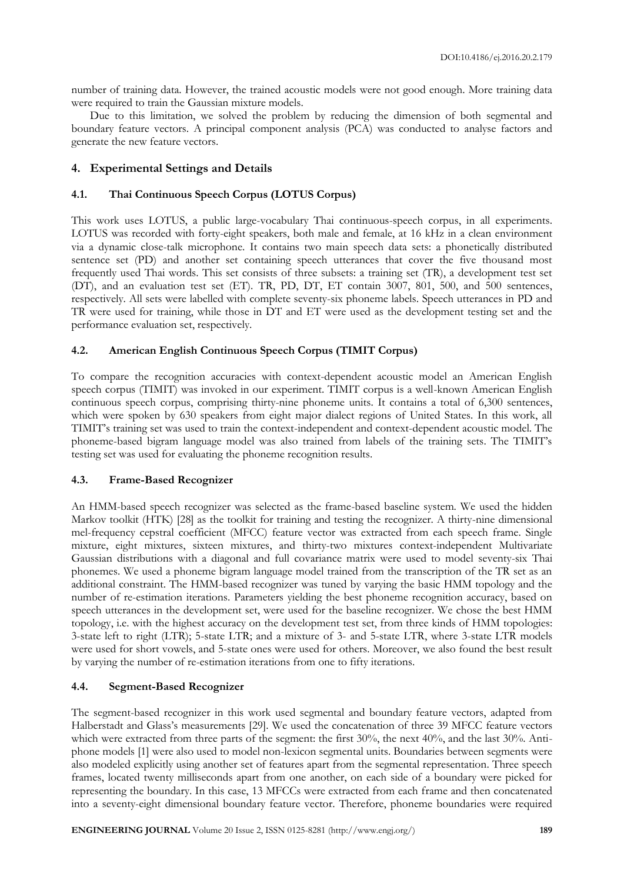number of training data. However, the trained acoustic models were not good enough. More training data were required to train the Gaussian mixture models.

Due to this limitation, we solved the problem by reducing the dimension of both segmental and boundary feature vectors. A principal component analysis (PCA) was conducted to analyse factors and generate the new feature vectors.

## 4. Experimental Settings and Details

### 4.1. Thai Continuous Speech Corpus (LOTUS Corpus)

This work uses LOTUS, a public large-vocabulary Thai continuous-speech corpus, in all experiments. LOTUS was recorded with forty-eight speakers, both male and female, at 16 kHz in a clean environment via a dynamic close-talk microphone. It contains two main speech data sets: a phonetically distributed sentence set (PD) and another set containing speech utterances that cover the five thousand most frequently used Thai words. This set consists of three subsets: a training set (TR), a development test set (DT), and an evaluation test set (ET). TR, PD, DT, ET contain 3007, 801, 500, and 500 sentences, respectively. All sets were labelled with complete seventy-six phoneme labels. Speech utterances in PD and TR were used for training, while those in DT and ET were used as the development testing set and the performance evaluation set, respectively.

### 4.2. American English Continuous Speech Corpus (TIMIT Corpus)

To compare the recognition accuracies with context-dependent acoustic model an American English speech corpus (TIMIT) was invoked in our experiment. TIMIT corpus is a well-known American English continuous speech corpus, comprising thirty-nine phoneme units. It contains a total of 6,300 sentences, which were spoken by 630 speakers from eight major dialect regions of United States. In this work, all TIMIT's training set was used to train the context-independent and context-dependent acoustic model. The phoneme-based bigram language model was also trained from labels of the training sets. The TIMIT's testing set was used for evaluating the phoneme recognition results.

### 4.3. Frame-Based Recognizer

An HMM-based speech recognizer was selected as the frame-based baseline system. We used the hidden Markov toolkit (HTK) [28] as the toolkit for training and testing the recognizer. A thirty-nine dimensional mel-frequency cepstral coefficient (MFCC) feature vector was extracted from each speech frame. Single mixture, eight mixtures, sixteen mixtures, and thirty-two mixtures context-independent Multivariate Gaussian distributions with a diagonal and full covariance matrix were used to model seventy-six Thai phonemes. We used a phoneme bigram language model trained from the transcription of the TR set as an additional constraint. The HMM-based recognizer was tuned by varying the basic HMM topology and the number of re-estimation iterations. Parameters yielding the best phoneme recognition accuracy, based on speech utterances in the development set, were used for the baseline recognizer. We chose the best HMM topology, i.e. with the highest accuracy on the development test set, from three kinds of HMM topologies: 3-state left to right (LTR); 5-state LTR; and a mixture of 3- and 5-state LTR, where 3-state LTR models were used for short vowels, and 5-state ones were used for others. Moreover, we also found the best result by varying the number of re-estimation iterations from one to fifty iterations.

### 4.4. Segment-Based Recognizer

The segment-based recognizer in this work used segmental and boundary feature vectors, adapted from Halberstadt and Glass's measurements [29]. We used the concatenation of three 39 MFCC feature vectors which were extracted from three parts of the segment: the first 30%, the next 40%, and the last 30%. Anti-phone models [1] were also used to model non-lexicon segmental units. Boundaries between segments were also modeled explicitly using another set of features apart from the segmental representation. Three speech frames, located twenty milliseconds apart from one another, on each side of a boundary were picked for representing the boundary. In this case, 13 MFCCs were extracted from each frame and then concatenated into a seventy-eight dimensional boundary feature vector. Therefore, phoneme boundaries were required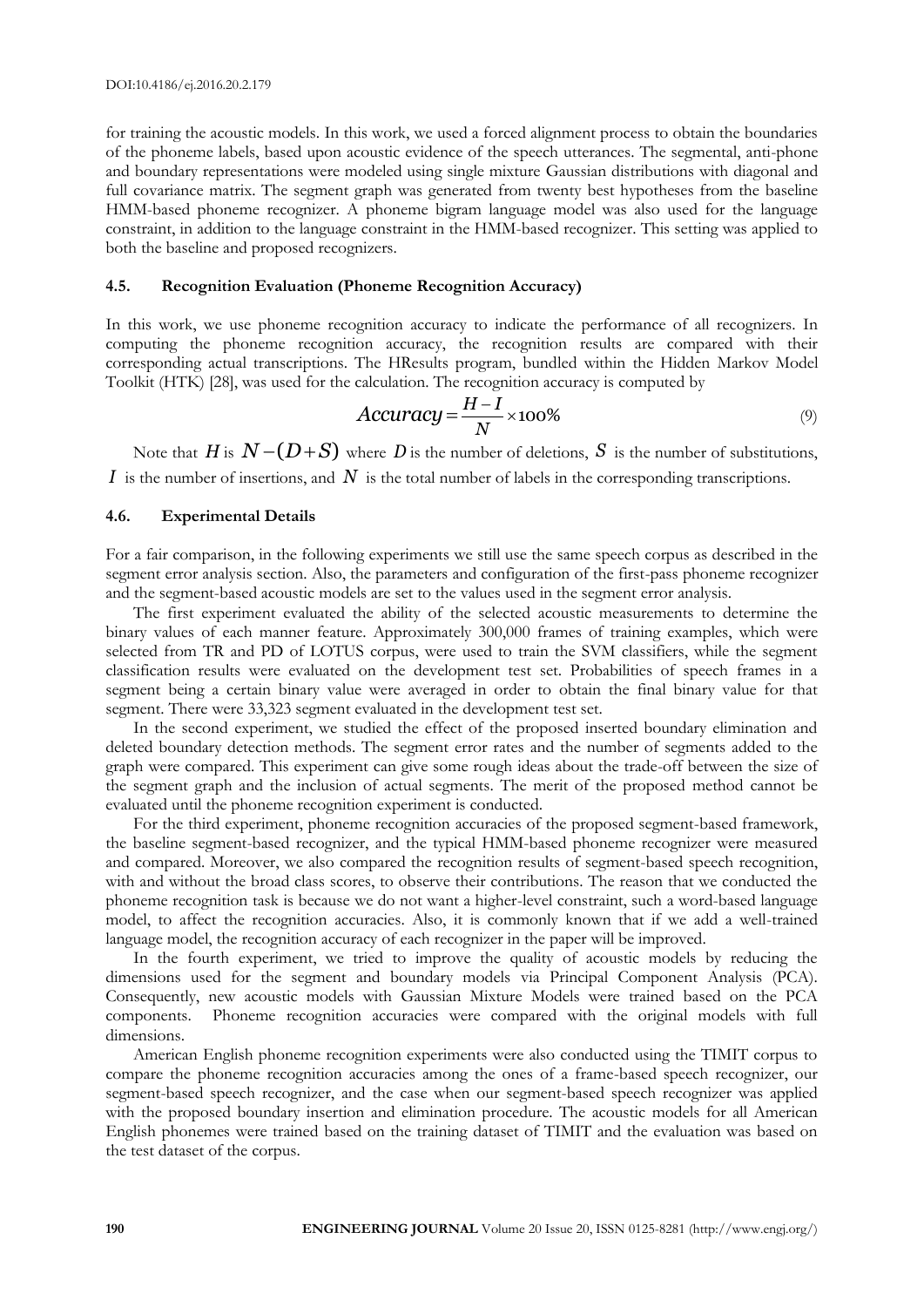for training the acoustic models. In this work, we used a forced alignment process to obtain the boundaries of the phoneme labels, based upon acoustic evidence of the speech utterances. The segmental, anti-phone and boundary representations were modeled using single mixture Gaussian distributions with diagonal and full covariance matrix. The segment graph was generated from twenty best hypotheses from the baseline HMM-based phoneme recognizer. A phoneme bigram language model was also used for the language constraint, in addition to the language constraint in the HMM-based recognizer. This setting was applied to both the baseline and proposed recognizers.

### 4.5. Recognition Evaluation (Phoneme Recognition Accuracy)

In this work, we use phoneme recognition accuracy to indicate the performance of all recognizers. In computing the phoneme recognition accuracy, the recognition results are compared with their corresponding actual transcriptions. The HResults program, bundled within the Hidden Markov Model Toolkit (HTK) [28], was used for the calculation. The recognition accuracy is computed by

$$Accuracy = \frac{H - I}{N} \times 100\% \tag{9}$$

Note that $H$ is $N-(D+S)$ where $D$ is the number of deletions, $S$ is the number of substitutions, $I$ is the number of insertions, and $N$ is the total number of labels in the corresponding transcriptions.

### 4.6. Experimental Details

For a fair comparison, in the following experiments we still use the same speech corpus as described in the segment error analysis section. Also, the parameters and configuration of the first-pass phoneme recognizer and the segment-based acoustic models are set to the values used in the segment error analysis.

The first experiment evaluated the ability of the selected acoustic measurements to determine the binary values of each manner feature. Approximately 300,000 frames of training examples, which were selected from TR and PD of LOTUS corpus, were used to train the SVM classifiers, while the segment classification results were evaluated on the development test set. Probabilities of speech frames in a segment being a certain binary value were averaged in order to obtain the final binary value for that segment. There were 33,323 segment evaluated in the development test set.

In the second experiment, we studied the effect of the proposed inserted boundary elimination and deleted boundary detection methods. The segment error rates and the number of segments added to the graph were compared. This experiment can give some rough ideas about the trade-off between the size of the segment graph and the inclusion of actual segments. The merit of the proposed method cannot be evaluated until the phoneme recognition experiment is conducted.

For the third experiment, phoneme recognition accuracies of the proposed segment-based framework, the baseline segment-based recognizer, and the typical HMM-based phoneme recognizer were measured and compared. Moreover, we also compared the recognition results of segment-based speech recognition, with and without the broad class scores, to observe their contributions. The reason that we conducted the phoneme recognition task is because we do not want a higher-level constraint, such a word-based language model, to affect the recognition accuracies. Also, it is commonly known that if we add a well-trained language model, the recognition accuracy of each recognizer in the paper will be improved.

In the fourth experiment, we tried to improve the quality of acoustic models by reducing the dimensions used for the segment and boundary models via Principal Component Analysis (PCA). Consequently, new acoustic models with Gaussian Mixture Models were trained based on the PCA components. Phoneme recognition accuracies were compared with the original models with full dimensions.

American English phoneme recognition experiments were also conducted using the TIMIT corpus to compare the phoneme recognition accuracies among the ones of a frame-based speech recognizer, our segment-based speech recognizer, and the case when our segment-based speech recognizer was applied with the proposed boundary insertion and elimination procedure. The acoustic models for all American English phonemes were trained based on the training dataset of TIMIT and the evaluation was based on the test dataset of the corpus.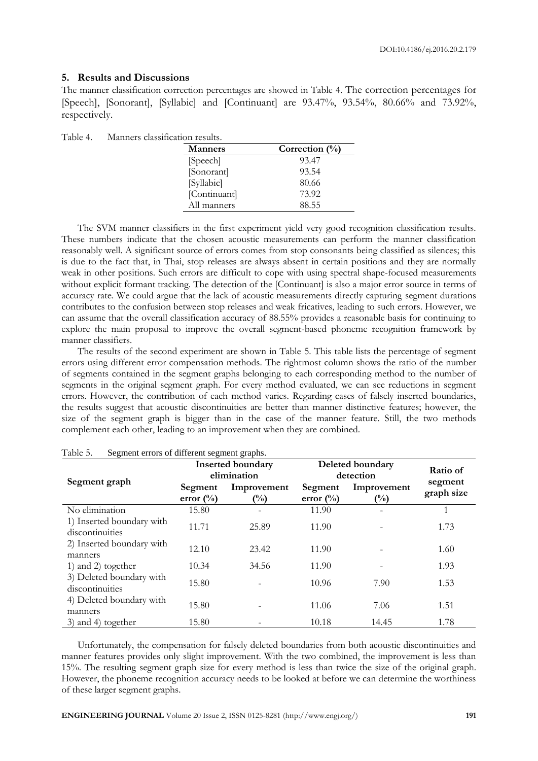## 5. Results and Discussions

The manner classification correction percentages are showed in Table 4. The correction percentages for [Speech], [Sonorant], [Syllabic] and [Continuant] are 93.47%, 93.54%, 80.66% and 73.92%, respectively.

Table 4. Manners classification results.

| Manners | Correction (%) |
|---|---|
| [Speech] | 93.47 |
| [Sonorant] | 93.54 |
| [Syllabic] | 80.66 |
| [Continuant] | 73.92 |
| All manners | 88.55 |

The SVM manner classifiers in the first experiment yield very good recognition classification results. These numbers indicate that the chosen acoustic measurements can perform the manner classification reasonably well. A significant source of errors comes from stop consonants being classified as silences; this is due to the fact that, in Thai, stop releases are always absent in certain positions and they are normally weak in other positions. Such errors are difficult to cope with using spectral shape-focused measurements without explicit formant tracking. The detection of the [Continuant] is also a major error source in terms of accuracy rate. We could argue that the lack of acoustic measurements directly capturing segment durations contributes to the confusion between stop releases and weak fricatives, leading to such errors. However, we can assume that the overall classification accuracy of 88.55% provides a reasonable basis for continuing to explore the main proposal to improve the overall segment-based phoneme recognition framework by manner classifiers.

The results of the second experiment are shown in Table 5. This table lists the percentage of segment errors using different error compensation methods. The rightmost column shows the ratio of the number of segments contained in the segment graphs belonging to each corresponding method to the number of segments in the original segment graph. For every method evaluated, we can see reductions in segment errors. However, the contribution of each method varies. Regarding cases of falsely inserted boundaries, the results suggest that acoustic discontinuities are better than manner distinctive features; however, the size of the segment graph is bigger than in the case of the manner feature. Still, the two methods complement each other, leading to an improvement when they are combined.

Table 5. Segment errors of different segment graphs.

| Segment graph | Inserted boundary elimination | | Deleted boundary detection | | Ratio of segment graph size |
|---|---|---|---|---|---|
| | Segment error (%) | Improvement (%) | Segment error (%) | Improvement (%) | |
| No elimination | 15.80 | - | 11.90 | - | 1 |
| 1) Inserted boundary with discontinuities | 11.71 | 25.89 | 11.90 | - | 1.73 |
| 2) Inserted boundary with manners | 12.10 | 23.42 | 11.90 | - | 1.60 |
| 1) and 2) together | 10.34 | 34.56 | 11.90 | - | 1.93 |
| 3) Deleted boundary with discontinuities | 15.80 | - | 10.96 | 7.90 | 1.53 |
| 4) Deleted boundary with manners | 15.80 | - | 11.06 | 7.06 | 1.51 |
| 3) and 4) together | 15.80 | - | 10.18 | 14.45 | 1.78 |

Unfortunately, the compensation for falsely deleted boundaries from both acoustic discontinuities and manner features provides only slight improvement. With the two combined, the improvement is less than 15%. The resulting segment graph size for every method is less than twice the size of the original graph. However, the phoneme recognition accuracy needs to be looked at before we can determine the worthiness of these larger segment graphs.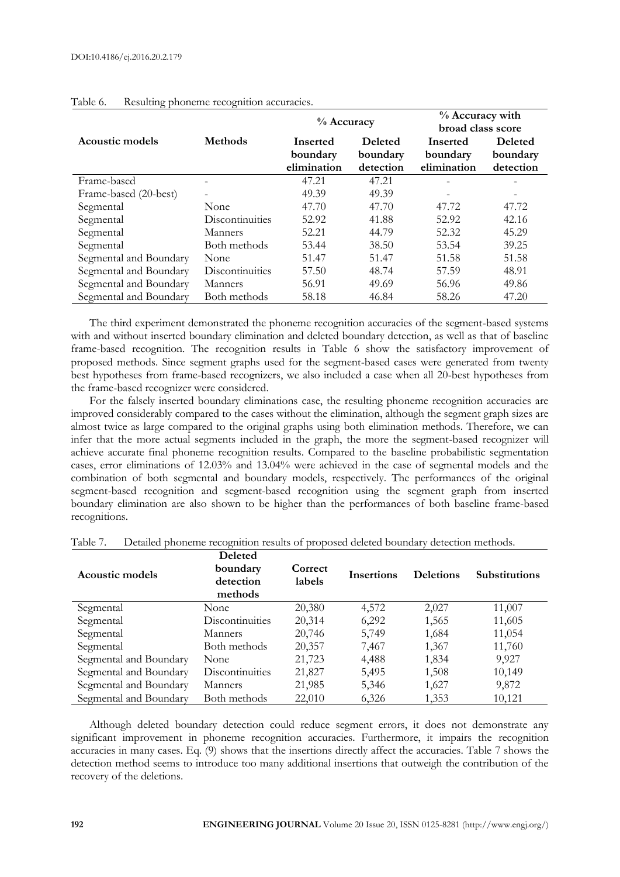Table 6. Resulting phoneme recognition accuracies.

| Acoustic models | Methods | % Accuracy | | % Accuracy with broad class score | |
|---|---|---|---|---|---|
| | | Inserted boundary elimination | Deleted boundary detection | Inserted boundary elimination | Deleted boundary detection |
| Frame-based | - | 47.21 | 47.21 | - | - |
| Frame-based (20-best) | - | 49.39 | 49.39 | - | - |
| Segmental | None | 47.70 | 47.70 | 47.72 | 47.72 |
| Segmental | Discontinuities | 52.92 | 41.88 | 52.92 | 42.16 |
| Segmental | Manners | 52.21 | 44.79 | 52.32 | 45.29 |
| Segmental | Both methods | 53.44 | 38.50 | 53.54 | 39.25 |
| Segmental and Boundary | None | 51.47 | 51.47 | 51.58 | 51.58 |
| Segmental and Boundary | Discontinuities | 57.50 | 48.74 | 57.59 | 48.91 |
| Segmental and Boundary | Manners | 56.91 | 49.69 | 56.96 | 49.86 |
| Segmental and Boundary | Both methods | 58.18 | 46.84 | 58.26 | 47.20 |

The third experiment demonstrated the phoneme recognition accuracies of the segment-based systems with and without inserted boundary elimination and deleted boundary detection, as well as that of baseline frame-based recognition. The recognition results in Table 6 show the satisfactory improvement of proposed methods. Since segment graphs used for the segment-based cases were generated from twenty best hypotheses from frame-based recognizers, we also included a case when all 20-best hypotheses from the frame-based recognizer were considered.

For the falsely inserted boundary eliminations case, the resulting phoneme recognition accuracies are improved considerably compared to the cases without the elimination, although the segment graph sizes are almost twice as large compared to the original graphs using both elimination methods. Therefore, we can infer that the more actual segments included in the graph, the more the segment-based recognizer will achieve accurate final phoneme recognition results. Compared to the baseline probabilistic segmentation cases, error eliminations of 12.03% and 13.04% were achieved in the case of segmental models and the combination of both segmental and boundary models, respectively. The performances of the original segment-based recognition and segment-based recognition using the segment graph from inserted boundary elimination are also shown to be higher than the performances of both baseline frame-based recognitions.

Table 7. Detailed phoneme recognition results of proposed deleted boundary detection methods.

| Acoustic models | Deleted boundary detection methods | Correct labels | Insertions | Deletions | Substitutions |
|---|---|---|---|---|---|
| Segmental | None | 20,380 | 4,572 | 2,027 | 11,007 |
| Segmental | Discontinuities | 20,314 | 6,292 | 1,565 | 11,605 |
| Segmental | Manners | 20,746 | 5,749 | 1,684 | 11,054 |
| Segmental | Both methods | 20,357 | 7,467 | 1,367 | 11,760 |
| Segmental and Boundary | None | 21,723 | 4,488 | 1,834 | 9,927 |
| Segmental and Boundary | Discontinuities | 21,827 | 5,495 | 1,508 | 10,149 |
| Segmental and Boundary | Manners | 21,985 | 5,346 | 1,627 | 9,872 |
| Segmental and Boundary | Both methods | 22,010 | 6,326 | 1,353 | 10,121 |

Although deleted boundary detection could reduce segment errors, it does not demonstrate any significant improvement in phoneme recognition accuracies. Furthermore, it impairs the recognition accuracies in many cases. Eq. (9) shows that the insertions directly affect the accuracies. Table 7 shows the detection method seems to introduce too many additional insertions that outweigh the contribution of the recovery of the deletions.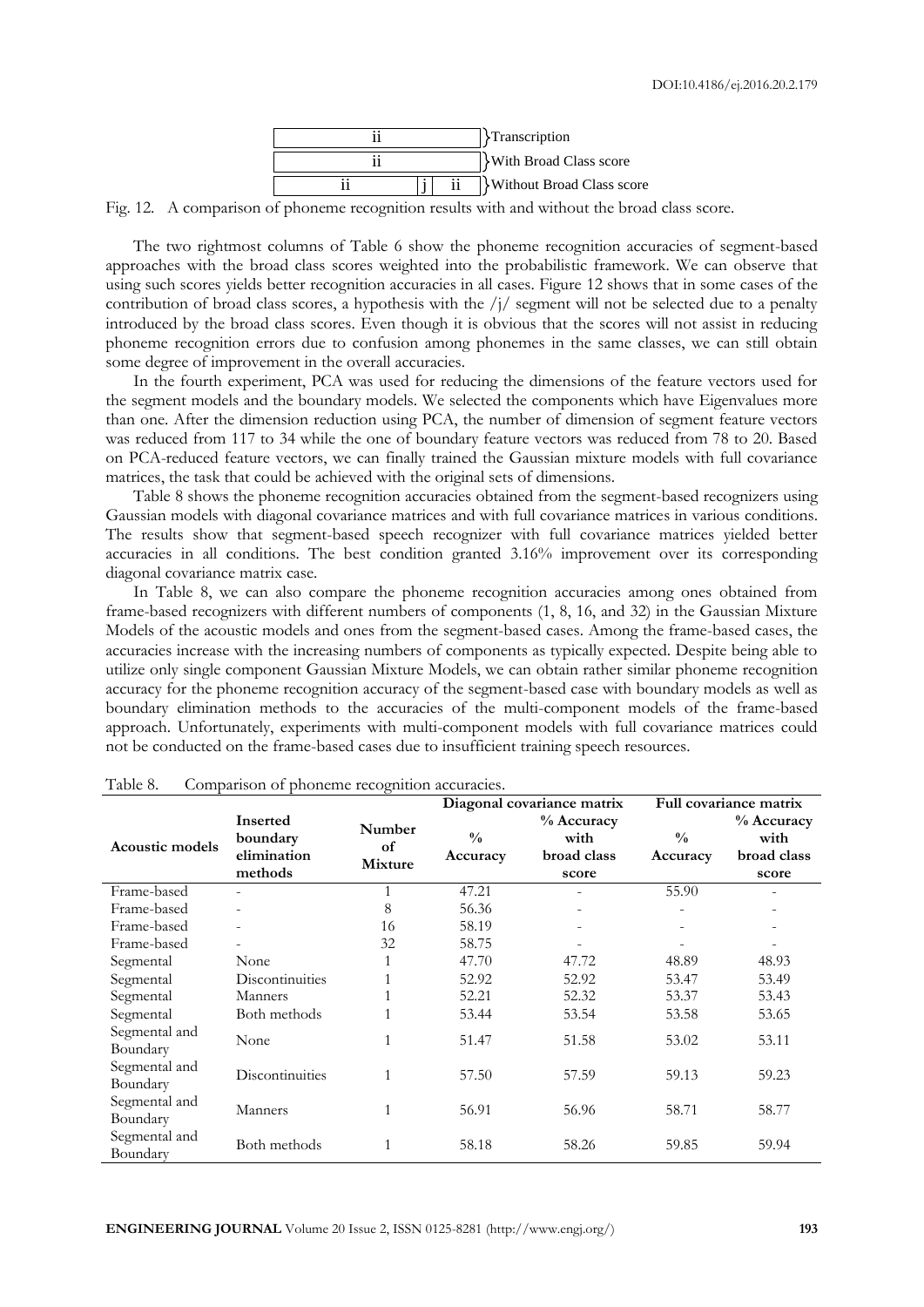| ii | | | }Transcription |
|---|---|---|---|
| ii | | | }With Broad Class score |
| ii | j | ii | }Without Broad Class score |

Fig. 12. A comparison of phoneme recognition results with and without the broad class score.

The two rightmost columns of Table 6 show the phoneme recognition accuracies of segment-based approaches with the broad class scores weighted into the probabilistic framework. We can observe that using such scores yields better recognition accuracies in all cases. Figure 12 shows that in some cases of the contribution of broad class scores, a hypothesis with the /j/ segment will not be selected due to a penalty introduced by the broad class scores. Even though it is obvious that the scores will not assist in reducing phoneme recognition errors due to confusion among phonemes in the same classes, we can still obtain some degree of improvement in the overall accuracies.

In the fourth experiment, PCA was used for reducing the dimensions of the feature vectors used for the segment models and the boundary models. We selected the components which have Eigenvalues more than one. After the dimension reduction using PCA, the number of dimension of segment feature vectors was reduced from 117 to 34 while the one of boundary feature vectors was reduced from 78 to 20. Based on PCA-reduced feature vectors, we can finally trained the Gaussian mixture models with full covariance matrices, the task that could be achieved with the original sets of dimensions.

Table 8 shows the phoneme recognition accuracies obtained from the segment-based recognizers using Gaussian models with diagonal covariance matrices and with full covariance matrices in various conditions. The results show that segment-based speech recognizer with full covariance matrices yielded better accuracies in all conditions. The best condition granted 3.16% improvement over its corresponding diagonal covariance matrix case.

In Table 8, we can also compare the phoneme recognition accuracies among ones obtained from frame-based recognizers with different numbers of components (1, 8, 16, and 32) in the Gaussian Mixture Models of the acoustic models and ones from the segment-based cases. Among the frame-based cases, the accuracies increase with the increasing numbers of components as typically expected. Despite being able to utilize only single component Gaussian Mixture Models, we can obtain rather similar phoneme recognition accuracy for the phoneme recognition accuracy of the segment-based case with boundary models as well as boundary elimination methods to the accuracies of the multi-component models of the frame-based approach. Unfortunately, experiments with multi-component models with full covariance matrices could not be conducted on the frame-based cases due to insufficient training speech resources.

Table 8. Comparison of phoneme recognition accuracies.

| Acoustic models | Inserted boundary elimination methods | Number of Mixture | Diagonal covariance matrix | | Full covariance matrix | |
|---|---|---|---|---|---|---|
| | | | % Accuracy | % Accuracy with broad class score | % Accuracy | % Accuracy with broad class score |
| Frame-based | - | 1 | 47.21 | - | 55.90 | - |
| Frame-based | - | 8 | 56.36 | - | - | - |
| Frame-based | - | 16 | 58.19 | - | - | - |
| Frame-based | - | 32 | 58.75 | - | - | - |
| Segmental | None | 1 | 47.70 | 47.72 | 48.89 | 48.93 |
| Segmental | Discontinuities | 1 | 52.92 | 52.92 | 53.47 | 53.49 |
| Segmental | Manners | 1 | 52.21 | 52.32 | 53.37 | 53.43 |
| Segmental | Both methods | 1 | 53.44 | 53.54 | 53.58 | 53.65 |
| Segmental and Boundary | None | 1 | 51.47 | 51.58 | 53.02 | 53.11 |
| Segmental and Boundary | Discontinuities | 1 | 57.50 | 57.59 | 59.13 | 59.23 |
| Segmental and Boundary | Manners | 1 | 56.91 | 56.96 | 58.71 | 58.77 |
| Segmental and Boundary | Both methods | 1 | 58.18 | 58.26 | 59.85 | 59.94 |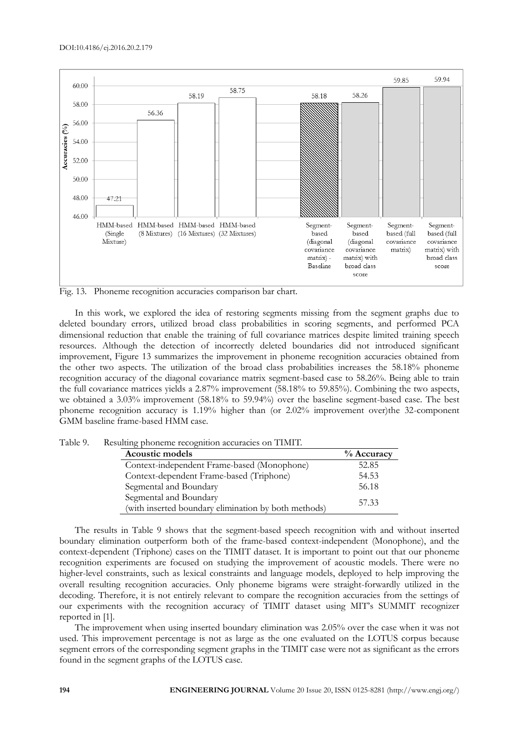Fig. 13. Phoneme recognition accuracies comparison bar chart.

In this work, we explored the idea of restoring segments missing from the segment graphs due to deleted boundary errors, utilized broad class probabilities in scoring segments, and performed PCA dimensional reduction that enable the training of full covariance matrices despite limited training speech resources. Although the detection of incorrectly deleted boundaries did not introduced significant improvement, Figure 13 summarizes the improvement in phoneme recognition accuracies obtained from the other two aspects. The utilization of the broad class probabilities increases the 58.18% phoneme recognition accuracy of the diagonal covariance matrix segment-based case to 58.26%. Being able to train the full covariance matrices yields a 2.87% improvement (58.18% to 59.85%). Combining the two aspects, we obtained a 3.03% improvement (58.18% to 59.94%) over the baseline segment-based case. The best phoneme recognition accuracy is 1.19% higher than (or 2.02% improvement over)the 32-component GMM baseline frame-based HMM case.

Table 9. Resulting phoneme recognition accuracies on TIMIT.

| Acoustic models | % Accuracy |
|---|---|
| Context-independent Frame-based (Monophone) | 52.85 |
| Context-dependent Frame-based (Triphone) | 54.53 |
| Segmental and Boundary | 56.18 |
| Segmental and Boundary (with inserted boundary elimination by both methods) | 57.33 |

The results in Table 9 shows that the segment-based speech recognition with and without inserted boundary elimination outperform both of the frame-based context-independent (Monophone), and the context-dependent (Triphone) cases on the TIMIT dataset. It is important to point out that our phoneme recognition experiments are focused on studying the improvement of acoustic models. There were no higher-level constraints, such as lexical constraints and language models, deployed to help improving the overall resulting recognition accuracies. Only phoneme bigrams were straight-forwardly utilized in the decoding. Therefore, it is not entirely relevant to compare the recognition accuracies from the settings of our experiments with the recognition accuracy of TIMIT dataset using MIT's SUMMIT recognizer reported in [1].

The improvement when using inserted boundary elimination was 2.05% over the case when it was not used. This improvement percentage is not as large as the one evaluated on the LOTUS corpus because segment errors of the corresponding segment graphs in the TIMIT case were not as significant as the errors found in the segment graphs of the LOTUS case.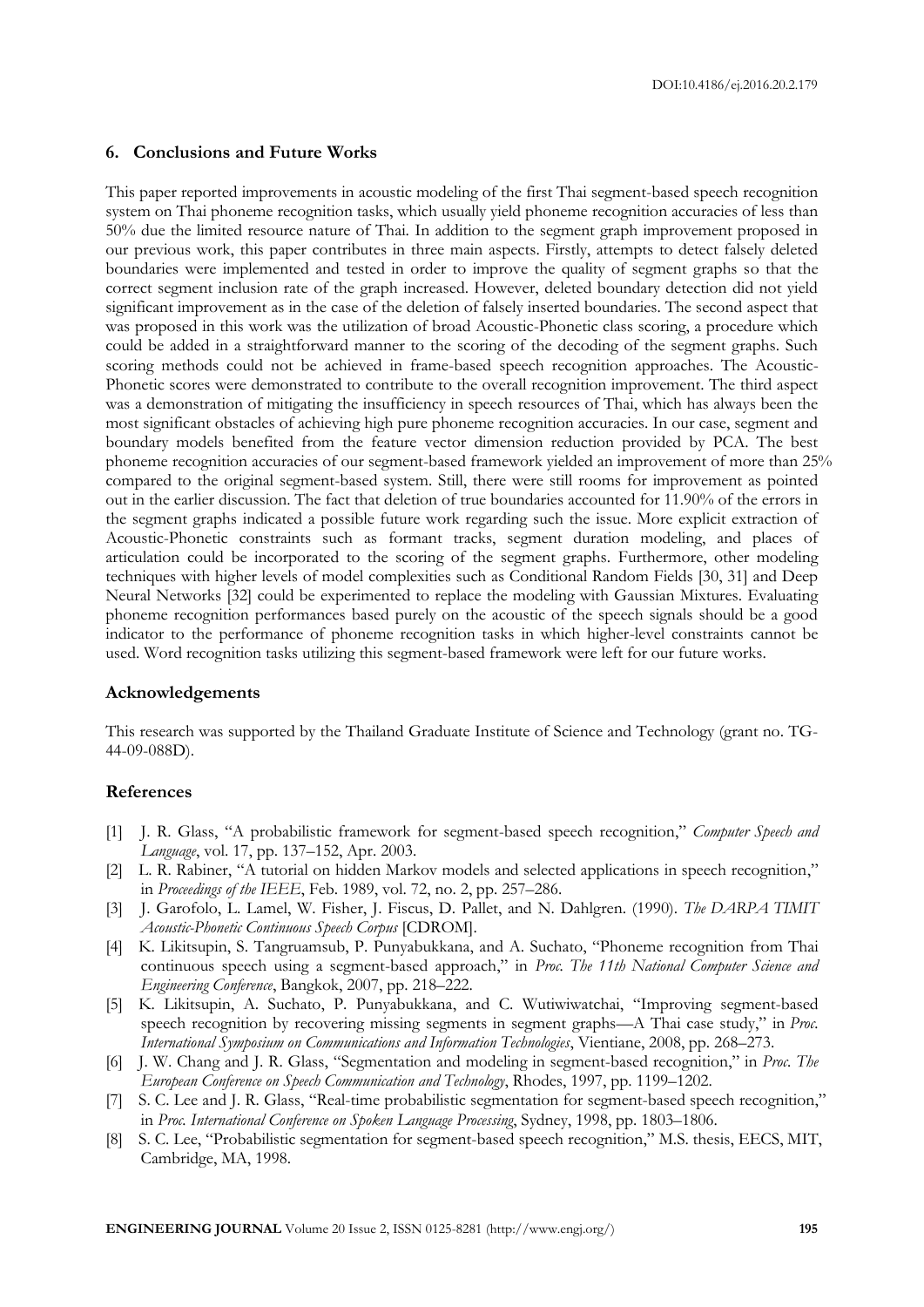## 6. Conclusions and Future Works

This paper reported improvements in acoustic modeling of the first Thai segment-based speech recognition system on Thai phoneme recognition tasks, which usually yield phoneme recognition accuracies of less than 50% due the limited resource nature of Thai. In addition to the segment graph improvement proposed in our previous work, this paper contributes in three main aspects. Firstly, attempts to detect falsely deleted boundaries were implemented and tested in order to improve the quality of segment graphs so that the correct segment inclusion rate of the graph increased. However, deleted boundary detection did not yield significant improvement as in the case of the deletion of falsely inserted boundaries. The second aspect that was proposed in this work was the utilization of broad Acoustic-Phonetic class scoring, a procedure which could be added in a straightforward manner to the scoring of the decoding of the segment graphs. Such scoring methods could not be achieved in frame-based speech recognition approaches. The Acoustic-Phonetic scores were demonstrated to contribute to the overall recognition improvement. The third aspect was a demonstration of mitigating the insufficiency in speech resources of Thai, which has always been the most significant obstacles of achieving high pure phoneme recognition accuracies. In our case, segment and boundary models benefited from the feature vector dimension reduction provided by PCA. The best phoneme recognition accuracies of our segment-based framework yielded an improvement of more than 25% compared to the original segment-based system. Still, there were still rooms for improvement as pointed out in the earlier discussion. The fact that deletion of true boundaries accounted for 11.90% of the errors in the segment graphs indicated a possible future work regarding such the issue. More explicit extraction of Acoustic-Phonetic constraints such as formant tracks, segment duration modeling, and places of articulation could be incorporated to the scoring of the segment graphs. Furthermore, other modeling techniques with higher levels of model complexities such as Conditional Random Fields [30, 31] and Deep Neural Networks [32] could be experimented to replace the modeling with Gaussian Mixtures. Evaluating phoneme recognition performances based purely on the acoustic of the speech signals should be a good indicator to the performance of phoneme recognition tasks in which higher-level constraints cannot be used. Word recognition tasks utilizing this segment-based framework were left for our future works.

## Acknowledgements

This research was supported by the Thailand Graduate Institute of Science and Technology (grant no. TG-44-09-088D).

## References

[1] J. R. Glass, "A probabilistic framework for segment-based speech recognition," *Computer Speech and Language*, vol. 17, pp. 137–152, Apr. 2003.

[2] L. R. Rabiner, "A tutorial on hidden Markov models and selected applications in speech recognition," in *Proceedings of the IEEE*, Feb. 1989, vol. 72, no. 2, pp. 257–286.

[3] J. Garofolo, L. Lamel, W. Fisher, J. Fiscus, D. Pallet, and N. Dahlgren. (1990). *The DARPA TIMIT Acoustic-Phonetic Continuous Speech Corpus* [CDROM].

[4] K. Likitsupin, S. Tangruamsub, P. Punyabukkana, and A. Suchato, "Phoneme recognition from Thai continuous speech using a segment-based approach," in *Proc. The 11th National Computer Science and Engineering Conference*, Bangkok, 2007, pp. 218–222.

[5] K. Likitsupin, A. Suchato, P. Punyabukkana, and C. Wutiwiwatchai, "Improving segment-based speech recognition by recovering missing segments in segment graphs—A Thai case study," in *Proc. International Symposium on Communications and Information Technologies*, Vientiane, 2008, pp. 268–273.

[6] J. W. Chang and J. R. Glass, "Segmentation and modeling in segment-based recognition," in *Proc. The European Conference on Speech Communication and Technology*, Rhodes, 1997, pp. 1199–1202.

[7] S. C. Lee and J. R. Glass, "Real-time probabilistic segmentation for segment-based speech recognition," in *Proc. International Conference on Spoken Language Processing*, Sydney, 1998, pp. 1803–1806.

[8] S. C. Lee, "Probabilistic segmentation for segment-based speech recognition," M.S. thesis, EECS, MIT, Cambridge, MA, 1998.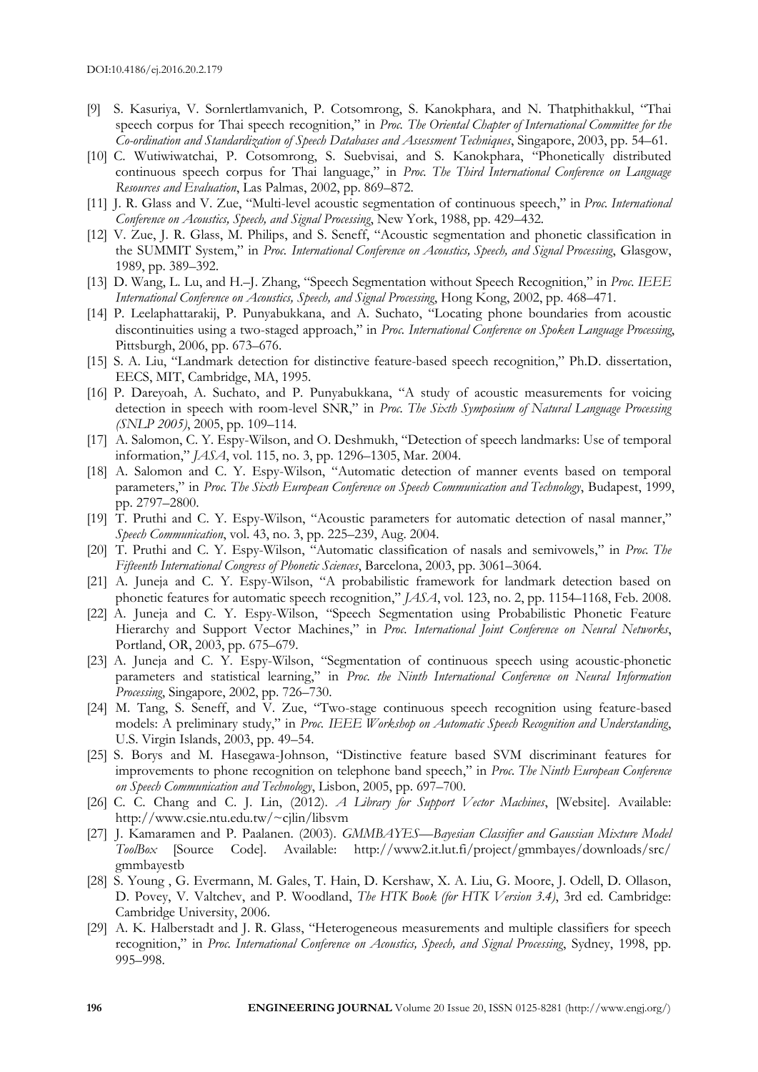[9] S. Kasuriya, V. Sornlertlamvanich, P. Cotsomrong, S. Kanokphara, and N. Thatphithakkul, "Thai speech corpus for Thai speech recognition," in *Proc. The Oriental Chapter of International Committee for the Co-ordination and Standardization of Speech Databases and Assessment Techniques*, Singapore, 2003, pp. 54–61.

[10] C. Wutiwiwatchai, P. Cotsomrong, S. Suebvisai, and S. Kanokphara, "Phonetically distributed continuous speech corpus for Thai language," in *Proc. The Third International Conference on Language Resources and Evaluation*, Las Palmas, 2002, pp. 869–872.

[11] J. R. Glass and V. Zue, "Multi-level acoustic segmentation of continuous speech," in *Proc. International Conference on Acoustics, Speech, and Signal Processing*, New York, 1988, pp. 429–432.

[12] V. Zue, J. R. Glass, M. Philips, and S. Seneff, "Acoustic segmentation and phonetic classification in the SUMMIT System," in *Proc. International Conference on Acoustics, Speech, and Signal Processing*, Glasgow, 1989, pp. 389–392.

[13] D. Wang, L. Lu, and H.–J. Zhang, "Speech Segmentation without Speech Recognition," in *Proc. IEEE International Conference on Acoustics, Speech, and Signal Processing*, Hong Kong, 2002, pp. 468–471.

[14] P. Leelaphattarakij, P. Punyabukkana, and A. Suchato, "Locating phone boundaries from acoustic discontinuities using a two-staged approach," in *Proc. International Conference on Spoken Language Processing*, Pittsburgh, 2006, pp. 673–676.

[15] S. A. Liu, "Landmark detection for distinctive feature-based speech recognition," Ph.D. dissertation, EECS, MIT, Cambridge, MA, 1995.

[16] P. Dareyoah, A. Suchato, and P. Punyabukkana, "A study of acoustic measurements for voicing detection in speech with room-level SNR," in *Proc. The Sixth Symposium of Natural Language Processing (SNLP 2005)*, 2005, pp. 109–114.

[17] A. Salomon, C. Y. Espy-Wilson, and O. Deshmukh, "Detection of speech landmarks: Use of temporal information," *JASA*, vol. 115, no. 3, pp. 1296–1305, Mar. 2004.

[18] A. Salomon and C. Y. Espy-Wilson, "Automatic detection of manner events based on temporal parameters," in *Proc. The Sixth European Conference on Speech Communication and Technology*, Budapest, 1999, pp. 2797–2800.

[19] T. Pruthi and C. Y. Espy-Wilson, "Acoustic parameters for automatic detection of nasal manner," *Speech Communication*, vol. 43, no. 3, pp. 225–239, Aug. 2004.

[20] T. Pruthi and C. Y. Espy-Wilson, "Automatic classification of nasals and semivowels," in *Proc. The Fifteenth International Congress of Phonetic Sciences*, Barcelona, 2003, pp. 3061–3064.

[21] A. Juneja and C. Y. Espy-Wilson, "A probabilistic framework for landmark detection based on phonetic features for automatic speech recognition," *JASA*, vol. 123, no. 2, pp. 1154–1168, Feb. 2008.

[22] A. Juneja and C. Y. Espy-Wilson, "Speech Segmentation using Probabilistic Phonetic Feature Hierarchy and Support Vector Machines," in *Proc. International Joint Conference on Neural Networks*, Portland, OR, 2003, pp. 675–679.

[23] A. Juneja and C. Y. Espy-Wilson, "Segmentation of continuous speech using acoustic-phonetic parameters and statistical learning," in *Proc. the Ninth International Conference on Neural Information Processing*, Singapore, 2002, pp. 726–730.

[24] M. Tang, S. Seneff, and V. Zue, "Two-stage continuous speech recognition using feature-based models: A preliminary study," in *Proc. IEEE Workshop on Automatic Speech Recognition and Understanding*, U.S. Virgin Islands, 2003, pp. 49–54.

[25] S. Borys and M. Hasegawa-Johnson, "Distinctive feature based SVM discriminant features for improvements to phone recognition on telephone band speech," in *Proc. The Ninth European Conference on Speech Communication and Technology*, Lisbon, 2005, pp. 697–700.

[26] C. C. Chang and C. J. Lin, (2012). *A Library for Support Vector Machines*, [Website]. Available: http://www.csie.ntu.edu.tw/~cjlin/libsvm

[27] J. Kamaramen and P. Paalanen. (2003). *GMMBAYES—Bayesian Classifier and Gaussian Mixture Model ToolBox* [Source Code]. Available: http://www2.it.lut.fi/project/gmmbayes/downloads/src/gmmbayestb

[28] S. Young , G. Evermann, M. Gales, T. Hain, D. Kershaw, X. A. Liu, G. Moore, J. Odell, D. Ollason, D. Povey, V. Valtchev, and P. Woodland, *The HTK Book (for HTK Version 3.4)*, 3rd ed. Cambridge: Cambridge University, 2006.

[29] A. K. Halberstadt and J. R. Glass, "Heterogeneous measurements and multiple classifiers for speech recognition," in *Proc. International Conference on Acoustics, Speech, and Signal Processing*, Sydney, 1998, pp. 995–998.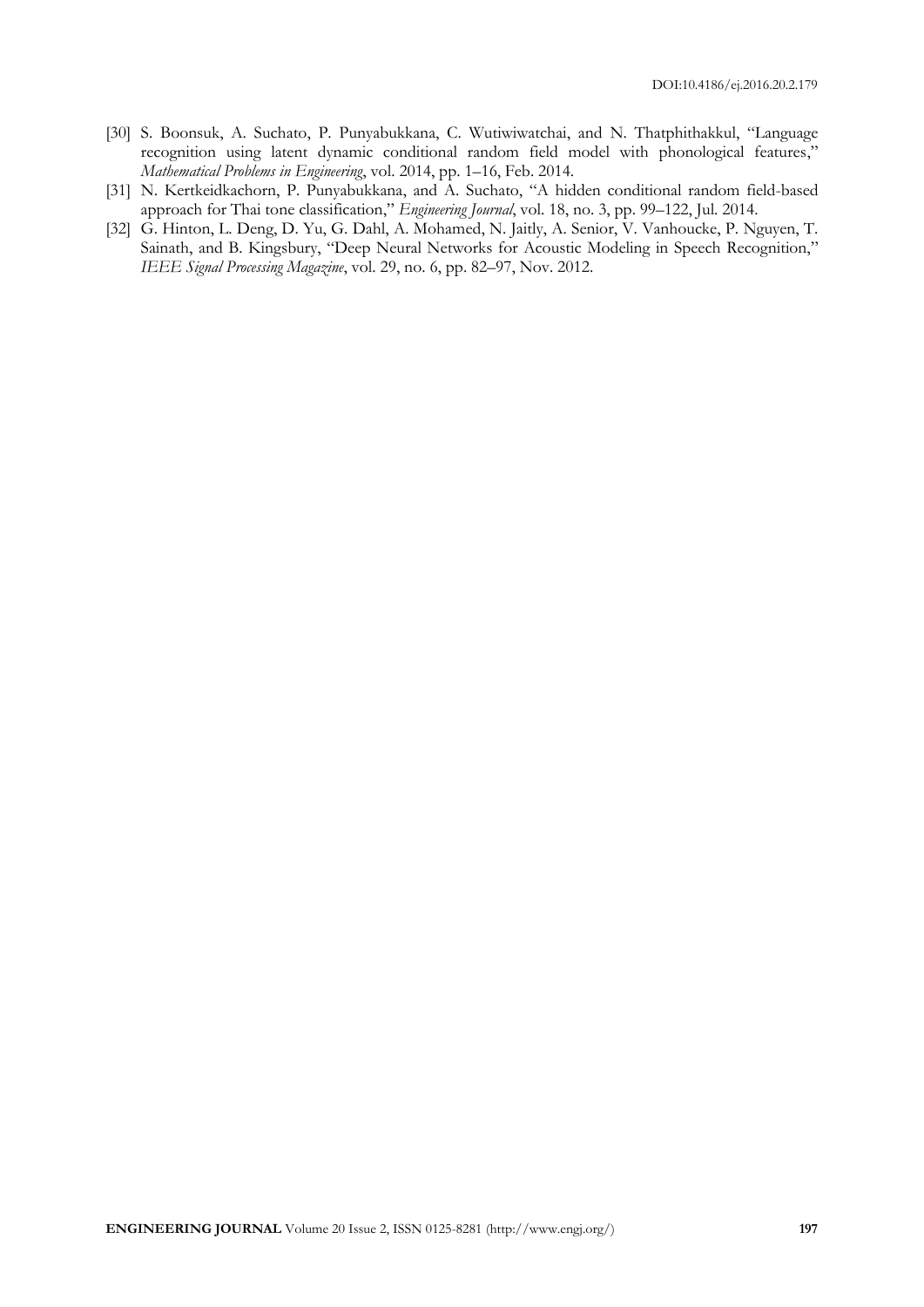[30] S. Boonsuk, A. Suchato, P. Punyabukkana, C. Wutiwiwatchai, and N. Thatphithakkul, "Language recognition using latent dynamic conditional random field model with phonological features," *Mathematical Problems in Engineering*, vol. 2014, pp. 1–16, Feb. 2014.

[31] N. Kertkeidkachorn, P. Punyabukkana, and A. Suchato, "A hidden conditional random field-based approach for Thai tone classification," *Engineering Journal*, vol. 18, no. 3, pp. 99–122, Jul. 2014.

[32] G. Hinton, L. Deng, D. Yu, G. Dahl, A. Mohamed, N. Jaitly, A. Senior, V. Vanhoucke, P. Nguyen, T. Sainath, and B. Kingsbury, "Deep Neural Networks for Acoustic Modeling in Speech Recognition," *IEEE Signal Processing Magazine*, vol. 29, no. 6, pp. 82–97, Nov. 2012.